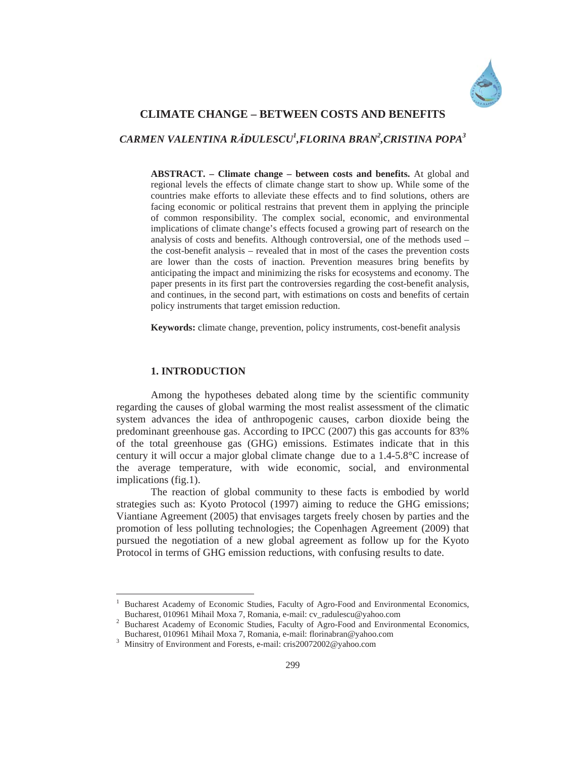# CLIMATE CHANGE – BETWEEN COSTS AND BENEFITS

*CARMEN VALENTINA RĂDULESCU[1],FLORINA BRAN[2],CRISTINA POPA[3]*

**ABSTRACT. – Climate change – between costs and benefits.** At global and regional levels the effects of climate change start to show up. While some of the countries make efforts to alleviate these effects and to find solutions, others are facing economic or political restrains that prevent them in applying the principle of common responsibility. The complex social, economic, and environmental implications of climate change's effects focused a growing part of research on the analysis of costs and benefits. Although controversial, one of the methods used – the cost-benefit analysis – revealed that in most of the cases the prevention costs are lower than the costs of inaction. Prevention measures bring benefits by anticipating the impact and minimizing the risks for ecosystems and economy. The paper presents in its first part the controversies regarding the cost-benefit analysis, and continues, in the second part, with estimations on costs and benefits of certain policy instruments that target emission reduction.

**Keywords:** climate change, prevention, policy instruments, cost-benefit analysis

## 1. INTRODUCTION

Among the hypotheses debated along time by the scientific community regarding the causes of global warming the most realist assessment of the climatic system advances the idea of anthropogenic causes, carbon dioxide being the predominant greenhouse gas. According to IPCC (2007) this gas accounts for 83% of the total greenhouse gas (GHG) emissions. Estimates indicate that in this century it will occur a major global climate change due to a 1.4-5.8°C increase of the average temperature, with wide economic, social, and environmental implications (fig.1).

The reaction of global community to these facts is embodied by world strategies such as: Kyoto Protocol (1997) aiming to reduce the GHG emissions; Viantiane Agreement (2005) that envisages targets freely chosen by parties and the promotion of less polluting technologies; the Copenhagen Agreement (2009) that pursued the negotiation of a new global agreement as follow up for the Kyoto Protocol in terms of GHG emission reductions, with confusing results to date.

---

[1] Bucharest Academy of Economic Studies, Faculty of Agro-Food and Environmental Economics, Bucharest, 010961 Mihail Moxa 7, Romania, e-mail: cv_radulescu@yahoo.com

[2] Bucharest Academy of Economic Studies, Faculty of Agro-Food and Environmental Economics, Bucharest, 010961 Mihail Moxa 7, Romania, e-mail: florinabran@yahoo.com

[3] Minsitry of Environment and Forests, e-mail: cris20072002@yahoo.com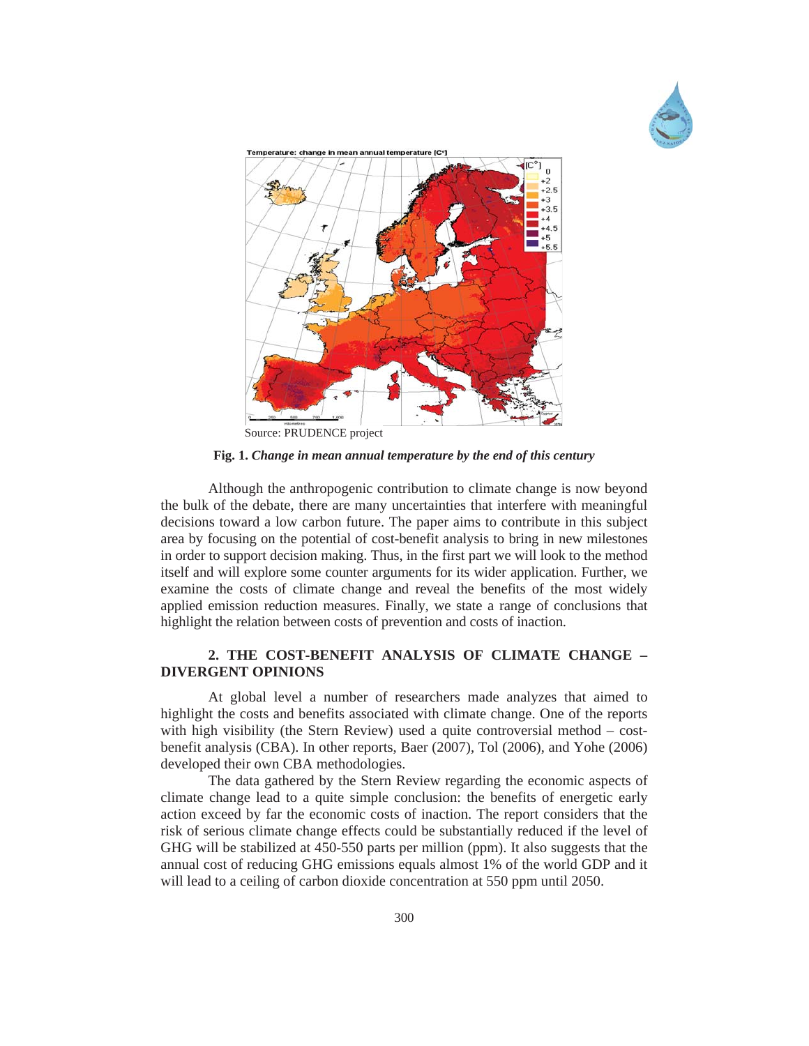Source: PRUDENCE project

**Fig. 1.** ***Change in mean annual temperature by the end of this century***

Although the anthropogenic contribution to climate change is now beyond the bulk of the debate, there are many uncertainties that interfere with meaningful decisions toward a low carbon future. The paper aims to contribute in this subject area by focusing on the potential of cost-benefit analysis to bring in new milestones in order to support decision making. Thus, in the first part we will look to the method itself and will explore some counter arguments for its wider application. Further, we examine the costs of climate change and reveal the benefits of the most widely applied emission reduction measures. Finally, we state a range of conclusions that highlight the relation between costs of prevention and costs of inaction.

## 2. THE COST-BENEFIT ANALYSIS OF CLIMATE CHANGE – DIVERGENT OPINIONS

At global level a number of researchers made analyzes that aimed to highlight the costs and benefits associated with climate change. One of the reports with high visibility (the Stern Review) used a quite controversial method – cost-benefit analysis (CBA). In other reports, Baer (2007), Tol (2006), and Yohe (2006) developed their own CBA methodologies.

The data gathered by the Stern Review regarding the economic aspects of climate change lead to a quite simple conclusion: the benefits of energetic early action exceed by far the economic costs of inaction. The report considers that the risk of serious climate change effects could be substantially reduced if the level of GHG will be stabilized at 450-550 parts per million (ppm). It also suggests that the annual cost of reducing GHG emissions equals almost 1% of the world GDP and it will lead to a ceiling of carbon dioxide concentration at 550 ppm until 2050.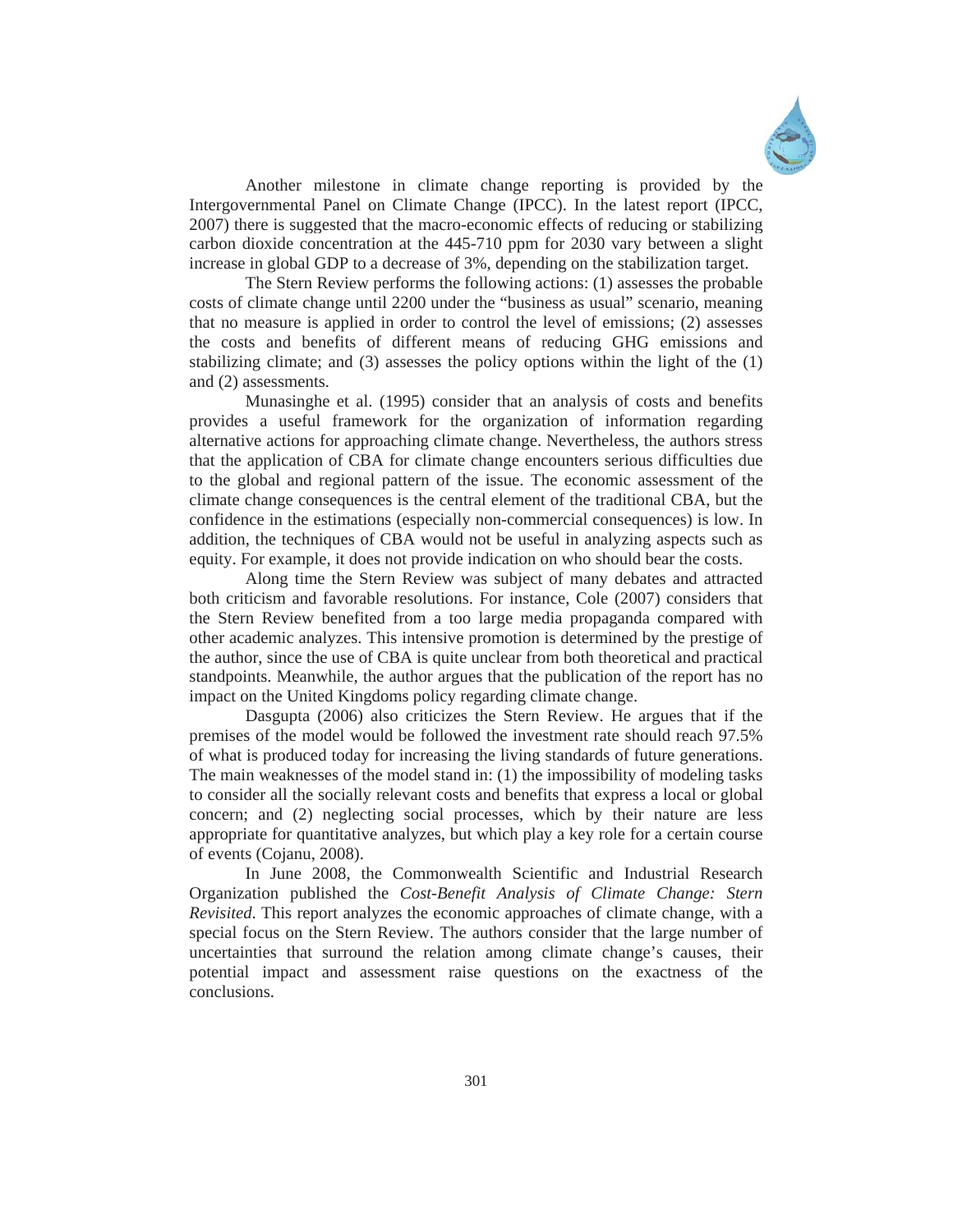Another milestone in climate change reporting is provided by the Intergovernmental Panel on Climate Change (IPCC). In the latest report (IPCC, 2007) there is suggested that the macro-economic effects of reducing or stabilizing carbon dioxide concentration at the 445-710 ppm for 2030 vary between a slight increase in global GDP to a decrease of 3%, depending on the stabilization target.

The Stern Review performs the following actions: (1) assesses the probable costs of climate change until 2200 under the "business as usual" scenario, meaning that no measure is applied in order to control the level of emissions; (2) assesses the costs and benefits of different means of reducing GHG emissions and stabilizing climate; and (3) assesses the policy options within the light of the (1) and (2) assessments.

Munasinghe et al. (1995) consider that an analysis of costs and benefits provides a useful framework for the organization of information regarding alternative actions for approaching climate change. Nevertheless, the authors stress that the application of CBA for climate change encounters serious difficulties due to the global and regional pattern of the issue. The economic assessment of the climate change consequences is the central element of the traditional CBA, but the confidence in the estimations (especially non-commercial consequences) is low. In addition, the techniques of CBA would not be useful in analyzing aspects such as equity. For example, it does not provide indication on who should bear the costs.

Along time the Stern Review was subject of many debates and attracted both criticism and favorable resolutions. For instance, Cole (2007) considers that the Stern Review benefited from a too large media propaganda compared with other academic analyzes. This intensive promotion is determined by the prestige of the author, since the use of CBA is quite unclear from both theoretical and practical standpoints. Meanwhile, the author argues that the publication of the report has no impact on the United Kingdoms policy regarding climate change.

Dasgupta (2006) also criticizes the Stern Review. He argues that if the premises of the model would be followed the investment rate should reach 97.5% of what is produced today for increasing the living standards of future generations. The main weaknesses of the model stand in: (1) the impossibility of modeling tasks to consider all the socially relevant costs and benefits that express a local or global concern; and (2) neglecting social processes, which by their nature are less appropriate for quantitative analyzes, but which play a key role for a certain course of events (Cojanu, 2008).

In June 2008, the Commonwealth Scientific and Industrial Research Organization published the *Cost-Benefit Analysis of Climate Change: Stern Revisited*. This report analyzes the economic approaches of climate change, with a special focus on the Stern Review. The authors consider that the large number of uncertainties that surround the relation among climate change's causes, their potential impact and assessment raise questions on the exactness of the conclusions.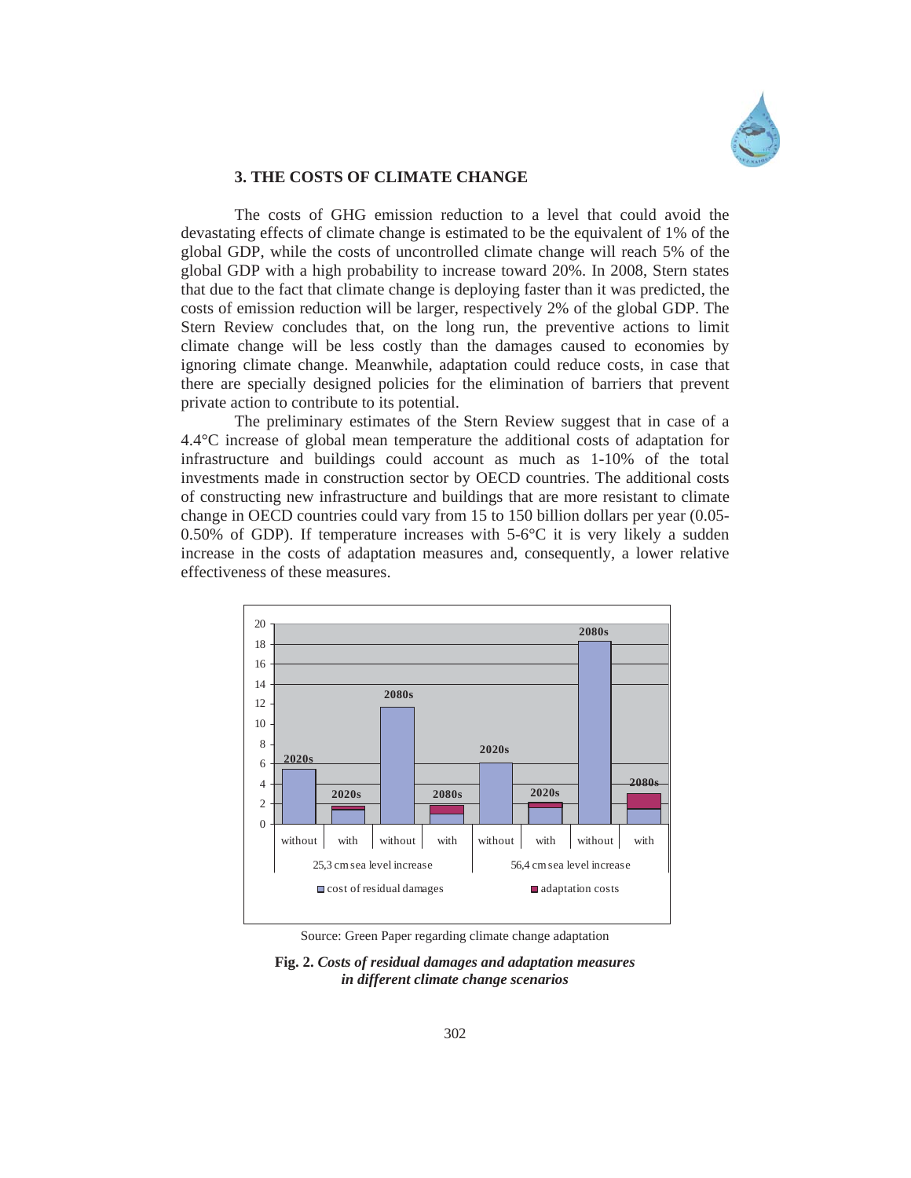### 3. THE COSTS OF CLIMATE CHANGE

The costs of GHG emission reduction to a level that could avoid the devastating effects of climate change is estimated to be the equivalent of 1% of the global GDP, while the costs of uncontrolled climate change will reach 5% of the global GDP with a high probability to increase toward 20%. In 2008, Stern states that due to the fact that climate change is deploying faster than it was predicted, the costs of emission reduction will be larger, respectively 2% of the global GDP. The Stern Review concludes that, on the long run, the preventive actions to limit climate change will be less costly than the damages caused to economies by ignoring climate change. Meanwhile, adaptation could reduce costs, in case that there are specially designed policies for the elimination of barriers that prevent private action to contribute to its potential.

The preliminary estimates of the Stern Review suggest that in case of a 4.4°C increase of global mean temperature the additional costs of adaptation for infrastructure and buildings could account as much as 1-10% of the total investments made in construction sector by OECD countries. The additional costs of constructing new infrastructure and buildings that are more resistant to climate change in OECD countries could vary from 15 to 150 billion dollars per year (0.05-0.50% of GDP). If temperature increases with 5-6°C it is very likely a sudden increase in the costs of adaptation measures and, consequently, a lower relative effectiveness of these measures.

Source: Green Paper regarding climate change adaptation

**Fig. 2.** ***Costs of residual damages and adaptation measures in different climate change scenarios***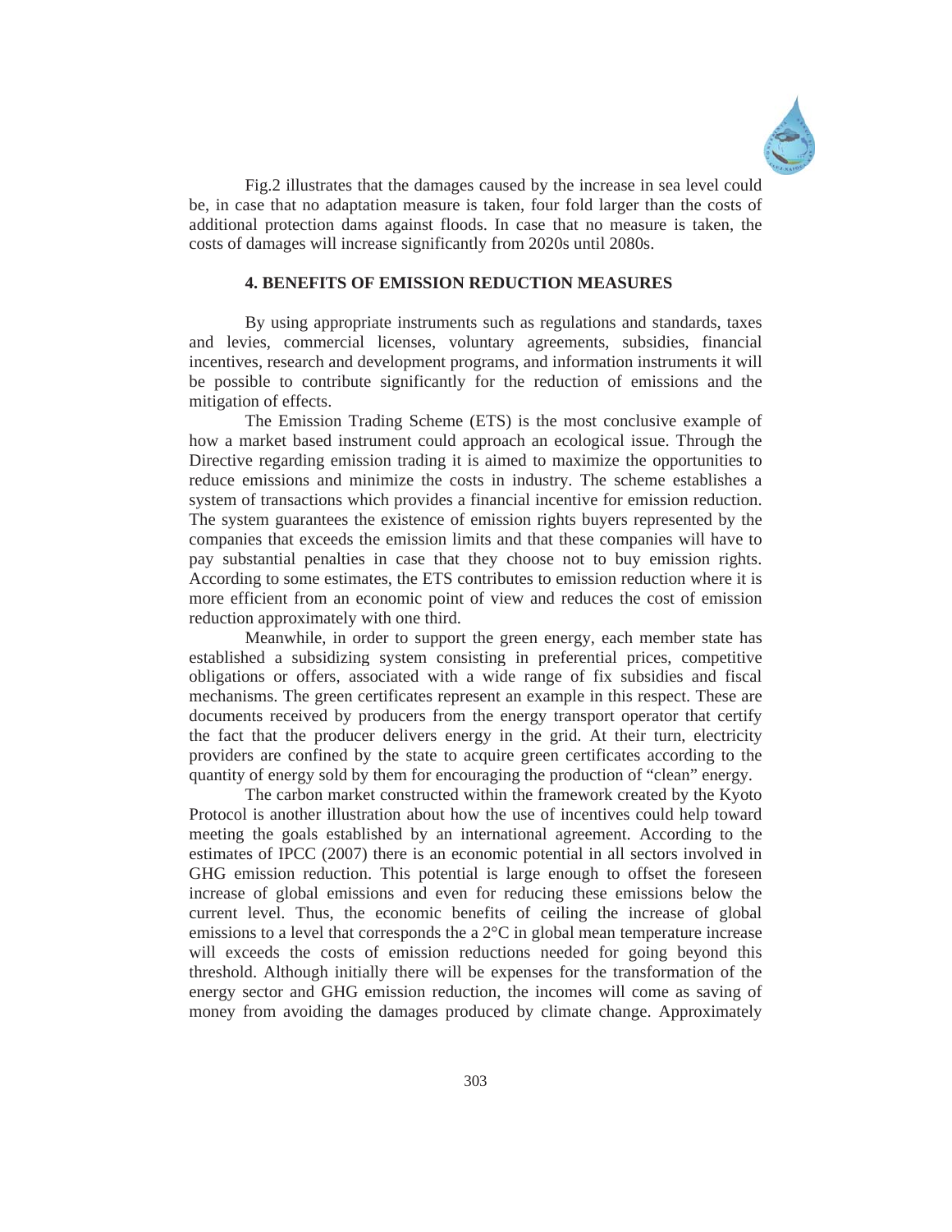Fig.2 illustrates that the damages caused by the increase in sea level could be, in case that no adaptation measure is taken, four fold larger than the costs of additional protection dams against floods. In case that no measure is taken, the costs of damages will increase significantly from 2020s until 2080s.

## 4. BENEFITS OF EMISSION REDUCTION MEASURES

By using appropriate instruments such as regulations and standards, taxes and levies, commercial licenses, voluntary agreements, subsidies, financial incentives, research and development programs, and information instruments it will be possible to contribute significantly for the reduction of emissions and the mitigation of effects.

The Emission Trading Scheme (ETS) is the most conclusive example of how a market based instrument could approach an ecological issue. Through the Directive regarding emission trading it is aimed to maximize the opportunities to reduce emissions and minimize the costs in industry. The scheme establishes a system of transactions which provides a financial incentive for emission reduction. The system guarantees the existence of emission rights buyers represented by the companies that exceeds the emission limits and that these companies will have to pay substantial penalties in case that they choose not to buy emission rights. According to some estimates, the ETS contributes to emission reduction where it is more efficient from an economic point of view and reduces the cost of emission reduction approximately with one third.

Meanwhile, in order to support the green energy, each member state has established a subsidizing system consisting in preferential prices, competitive obligations or offers, associated with a wide range of fix subsidies and fiscal mechanisms. The green certificates represent an example in this respect. These are documents received by producers from the energy transport operator that certify the fact that the producer delivers energy in the grid. At their turn, electricity providers are confined by the state to acquire green certificates according to the quantity of energy sold by them for encouraging the production of "clean" energy.

The carbon market constructed within the framework created by the Kyoto Protocol is another illustration about how the use of incentives could help toward meeting the goals established by an international agreement. According to the estimates of IPCC (2007) there is an economic potential in all sectors involved in GHG emission reduction. This potential is large enough to offset the foreseen increase of global emissions and even for reducing these emissions below the current level. Thus, the economic benefits of ceiling the increase of global emissions to a level that corresponds the a 2°C in global mean temperature increase will exceeds the costs of emission reductions needed for going beyond this threshold. Although initially there will be expenses for the transformation of the energy sector and GHG emission reduction, the incomes will come as saving of money from avoiding the damages produced by climate change. Approximately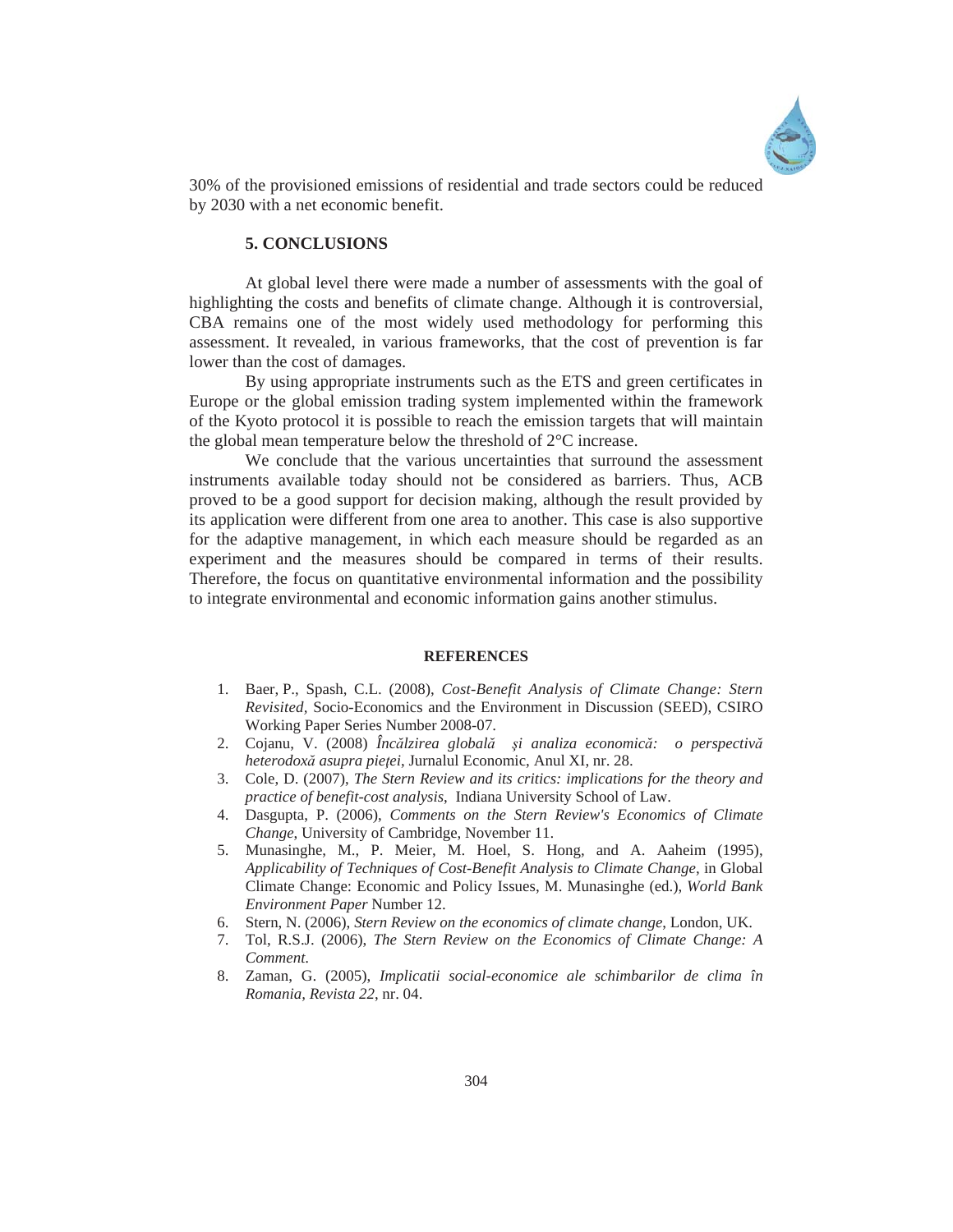30% of the provisioned emissions of residential and trade sectors could be reduced by 2030 with a net economic benefit.

## 5. CONCLUSIONS

At global level there were made a number of assessments with the goal of highlighting the costs and benefits of climate change. Although it is controversial, CBA remains one of the most widely used methodology for performing this assessment. It revealed, in various frameworks, that the cost of prevention is far lower than the cost of damages.

By using appropriate instruments such as the ETS and green certificates in Europe or the global emission trading system implemented within the framework of the Kyoto protocol it is possible to reach the emission targets that will maintain the global mean temperature below the threshold of 2°C increase.

We conclude that the various uncertainties that surround the assessment instruments available today should not be considered as barriers. Thus, ACB proved to be a good support for decision making, although the result provided by its application were different from one area to another. This case is also supportive for the adaptive management, in which each measure should be regarded as an experiment and the measures should be compared in terms of their results. Therefore, the focus on quantitative environmental information and the possibility to integrate environmental and economic information gains another stimulus.

## REFERENCES

1. Baer, P., Spash, C.L. (2008), *Cost-Benefit Analysis of Climate Change: Stern Revisited*, Socio-Economics and the Environment in Discussion (SEED), CSIRO Working Paper Series Number 2008-07.
2. Cojanu, V. (2008) *Încălzirea globală și analiza economică: o perspectivă heterodoxă asupra pieței*, Jurnalul Economic, Anul XI, nr. 28.
3. Cole, D. (2007), *The Stern Review and its critics: implications for the theory and practice of benefit-cost analysis*, Indiana University School of Law.
4. Dasgupta, P. (2006), *Comments on the Stern Review's Economics of Climate Change*, University of Cambridge, November 11.
5. Munasinghe, M., P. Meier, M. Hoel, S. Hong, and A. Aaheim (1995), *Applicability of Techniques of Cost-Benefit Analysis to Climate Change*, in Global Climate Change: Economic and Policy Issues, M. Munasinghe (ed.), *World Bank Environment Paper* Number 12.
6. Stern, N. (2006), *Stern Review on the economics of climate change*, London, UK.
7. Tol, R.S.J. (2006), *The Stern Review on the Economics of Climate Change: A Comment*.
8. Zaman, G. (2005), *Implicatii social-economice ale schimbarilor de clima în Romania, Revista 22*, nr. 04.